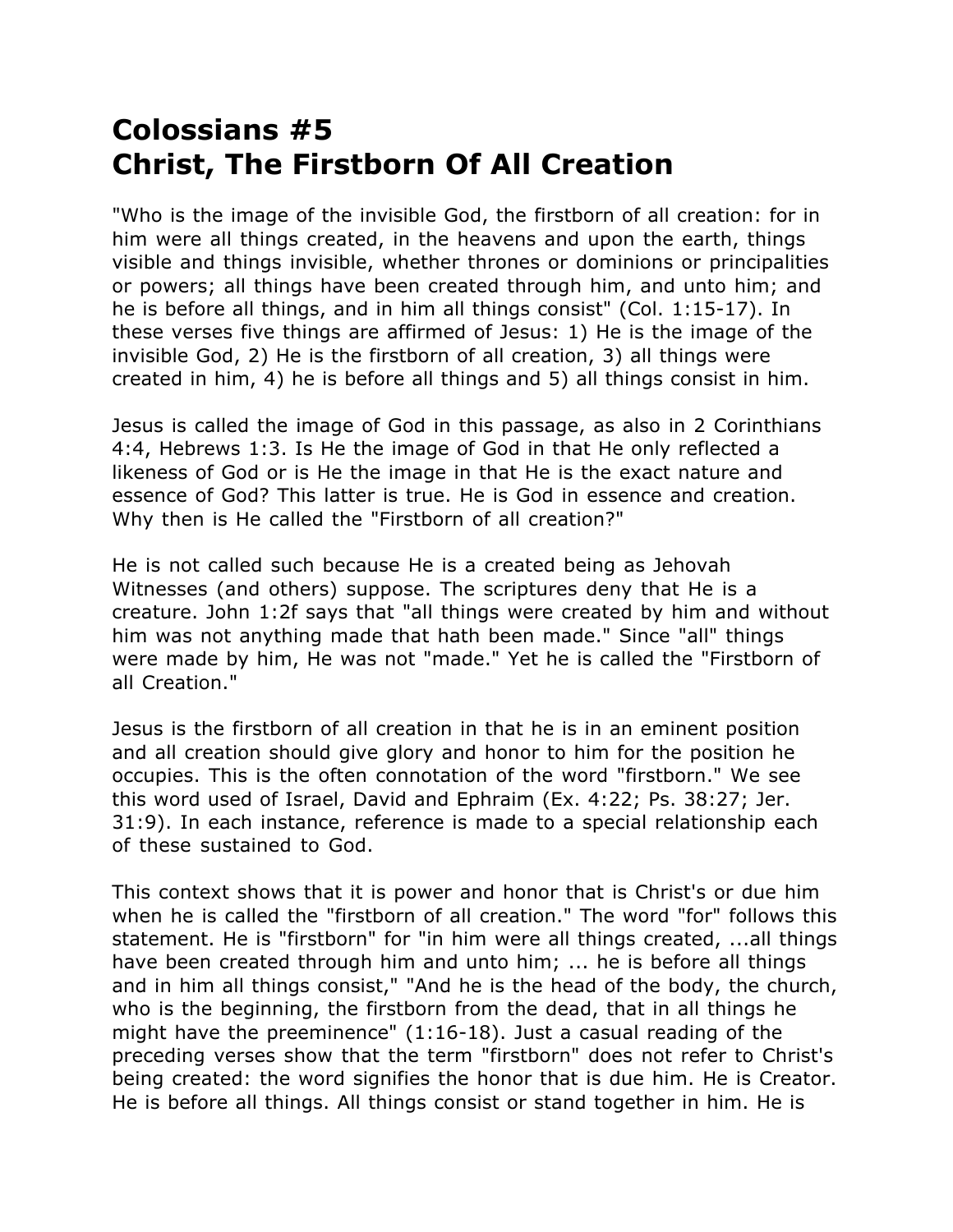# Colossians #5
# Christ, The Firstborn Of All Creation

"Who is the image of the invisible God, the firstborn of all creation: for in him were all things created, in the heavens and upon the earth, things visible and things invisible, whether thrones or dominions or principalities or powers; all things have been created through him, and unto him; and he is before all things, and in him all things consist" (Col. 1:15-17). In these verses five things are affirmed of Jesus: 1) He is the image of the invisible God, 2) He is the firstborn of all creation, 3) all things were created in him, 4) he is before all things and 5) all things consist in him.

Jesus is called the image of God in this passage, as also in 2 Corinthians 4:4, Hebrews 1:3. Is He the image of God in that He only reflected a likeness of God or is He the image in that He is the exact nature and essence of God? This latter is true. He is God in essence and creation. Why then is He called the "Firstborn of all creation?"

He is not called such because He is a created being as Jehovah Witnesses (and others) suppose. The scriptures deny that He is a creature. John 1:2f says that "all things were created by him and without him was not anything made that hath been made." Since "all" things were made by him, He was not "made." Yet he is called the "Firstborn of all Creation."

Jesus is the firstborn of all creation in that he is in an eminent position and all creation should give glory and honor to him for the position he occupies. This is the often connotation of the word "firstborn." We see this word used of Israel, David and Ephraim (Ex. 4:22; Ps. 38:27; Jer. 31:9). In each instance, reference is made to a special relationship each of these sustained to God.

This context shows that it is power and honor that is Christ's or due him when he is called the "firstborn of all creation." The word "for" follows this statement. He is "firstborn" for "in him were all things created, ...all things have been created through him and unto him; ... he is before all things and in him all things consist," "And he is the head of the body, the church, who is the beginning, the firstborn from the dead, that in all things he might have the preeminence" (1:16-18). Just a casual reading of the preceding verses show that the term "firstborn" does not refer to Christ's being created: the word signifies the honor that is due him. He is Creator. He is before all things. All things consist or stand together in him. He is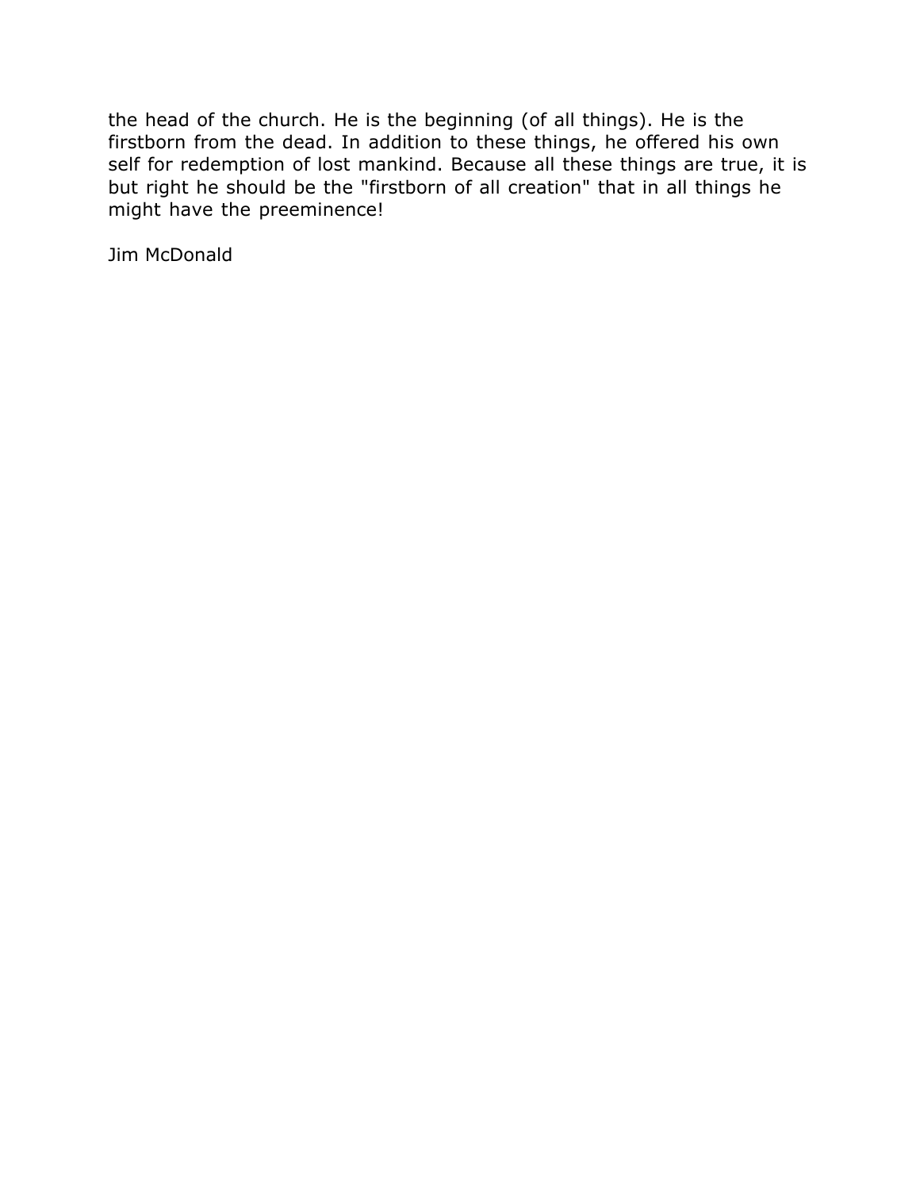the head of the church. He is the beginning (of all things). He is the firstborn from the dead. In addition to these things, he offered his own self for redemption of lost mankind. Because all these things are true, it is but right he should be the "firstborn of all creation" that in all things he might have the preeminence!

Jim McDonald